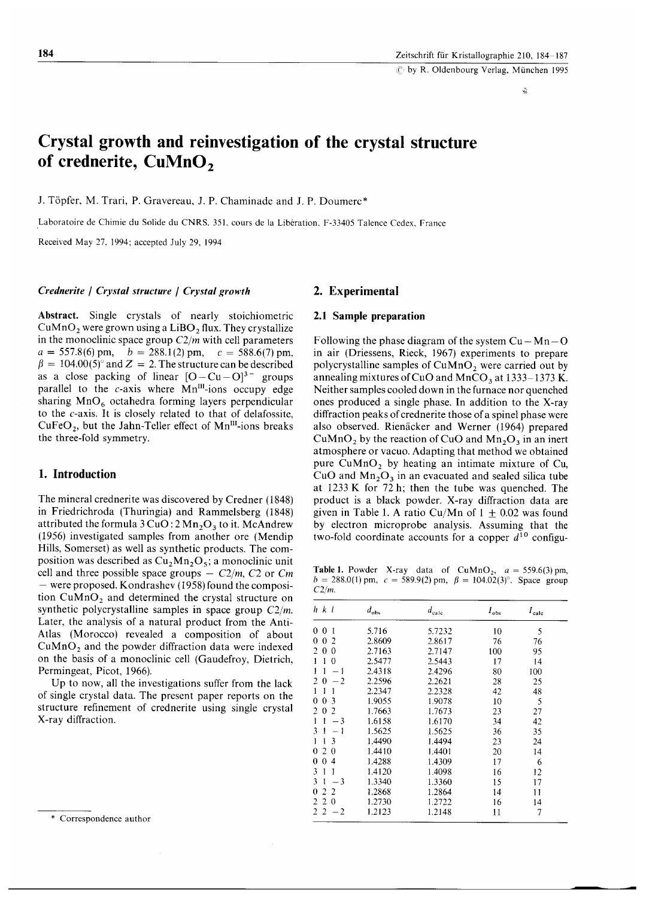# Crystal growth and reinvestigation of the crystal structure of crednerite, $CuMnO_2$

J. Töpfer, M. Trari, P. Gravereau, J. P. Chaminade and J. P. Doumerc*

Laboratoire de Chimie du Solide du CNRS, 351, cours de la Libération, F-33405 Talence Cedex, France

Received May 27, 1994; accepted July 29, 1994

*Crednerite / Crystal structure / Crystal growth*

**Abstract.** Single crystals of nearly stoichiometric $CuMnO_2$ were grown using a $LiBO_2$ flux. They crystallize in the monoclinic space group $C2/m$ with cell parameters $a = 557.8(6)$ pm, $b = 288.1(2)$ pm, $c = 588.6(7)$ pm, $\beta = 104.00(5)°$ and $Z = 2$. The structure can be described as a close packing of linear $[O-Cu-O]^{3-}$ groups parallel to the $c$-axis where $Mn^{III}$-ions occupy edge sharing $MnO_6$ octahedra forming layers perpendicular to the $c$-axis. It is closely related to that of delafossite, $CuFeO_2$, but the Jahn-Teller effect of $Mn^{III}$-ions breaks the three-fold symmetry.

## 1. Introduction

The mineral crednerite was discovered by Credner (1848) in Friedrichroda (Thuringia) and Rammelsberg (1848) attributed the formula $3\,CuO : 2\,Mn_2O_3$ to it. McAndrew (1956) investigated samples from another ore (Mendip Hills, Somerset) as well as synthetic products. The composition was described as $Cu_2Mn_2O_5$; a monoclinic unit cell and three possible space groups – $C2/m$, $C2$ or $Cm$ – were proposed. Kondrashev (1958) found the composition $CuMnO_2$ and determined the crystal structure on synthetic polycrystalline samples in space group $C2/m$. Later, the analysis of a natural product from the Anti-Atlas (Morocco) revealed a composition of about $CuMnO_2$ and the powder diffraction data were indexed on the basis of a monoclinic cell (Gaudefroy, Dietrich, Permingeat, Picot, 1966).

Up to now, all the investigations suffer from the lack of single crystal data. The present paper reports on the structure refinement of crednerite using single crystal X-ray diffraction.

## 2. Experimental

### 2.1 Sample preparation

Following the phase diagram of the system Cu–Mn–O in air (Driessens, Rieck, 1967) experiments to prepare polycrystalline samples of $CuMnO_2$ were carried out by annealing mixtures of CuO and $MnCO_3$ at 1333–1373 K. Neither samples cooled down in the furnace nor quenched ones produced a single phase. In addition to the X-ray diffraction peaks of crednerite those of a spinel phase were also observed. Rienäcker and Werner (1964) prepared $CuMnO_2$ by the reaction of CuO and $Mn_2O_3$ in an inert atmosphere or vacuo. Adapting that method we obtained pure $CuMnO_2$ by heating an intimate mixture of Cu, CuO and $Mn_2O_3$ in an evacuated and sealed silica tube at 1233 K for 72 h; then the tube was quenched. The product is a black powder. X-ray diffraction data are given in Table 1. A ratio Cu/Mn of $1 \pm 0.02$ was found by electron microprobe analysis. Assuming that the two-fold coordinate accounts for a copper $d^{10}$ configu-

**Table 1.** Powder X-ray data of $CuMnO_2$, $a = 559.6(3)$ pm, $b = 288.0(1)$ pm, $c = 589.9(2)$ pm, $\beta = 104.02(3)°$. Space group $C2/m$.

| $h\ k\ l$ | $d_{obs}$ | $d_{calc}$ | $I_{obs}$ | $I_{calc}$ |
|---|---|---|---|---|
| 0 0 1 | 5.716 | 5.7232 | 10 | 5 |
| 0 0 2 | 2.8609 | 2.8617 | 76 | 76 |
| 2 0 0 | 2.7163 | 2.7147 | 100 | 95 |
| 1 1 0 | 2.5477 | 2.5443 | 17 | 14 |
| 1 1 −1 | 2.4318 | 2.4296 | 80 | 100 |
| 2 0 −2 | 2.2596 | 2.2621 | 28 | 25 |
| 1 1 1 | 2.2347 | 2.2328 | 42 | 48 |
| 0 0 3 | 1.9055 | 1.9078 | 10 | 5 |
| 2 0 2 | 1.7663 | 1.7673 | 23 | 27 |
| 1 1 −3 | 1.6158 | 1.6170 | 34 | 42 |
| 3 1 −1 | 1.5625 | 1.5625 | 36 | 35 |
| 1 1 3 | 1.4490 | 1.4494 | 23 | 24 |
| 0 2 0 | 1.4410 | 1.4401 | 20 | 14 |
| 0 0 4 | 1.4288 | 1.4309 | 17 | 6 |
| 3 1 1 | 1.4120 | 1.4098 | 16 | 12 |
| 3 1 −3 | 1.3340 | 1.3360 | 15 | 17 |
| 0 2 2 | 1.2868 | 1.2864 | 14 | 11 |
| 2 2 0 | 1.2730 | 1.2722 | 16 | 14 |
| 2 2 −2 | 1.2123 | 1.2148 | 11 | 7 |

* Correspondence author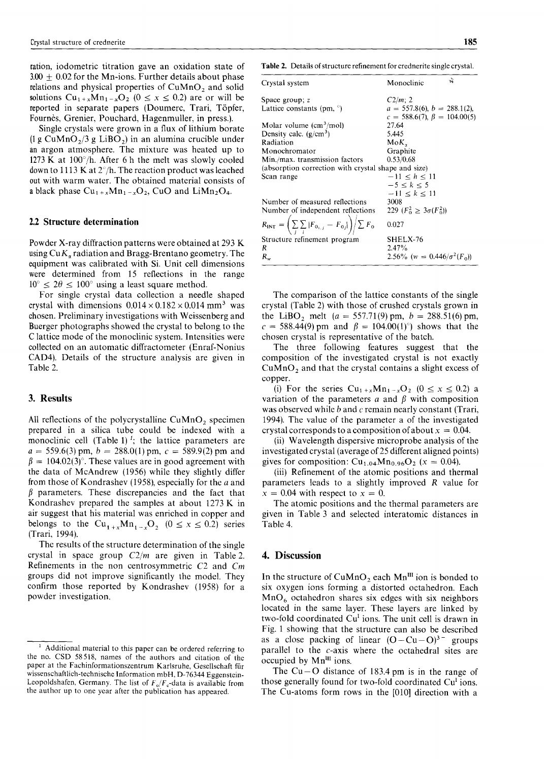ration, iodometric titration gave an oxidation state of $3.00 \pm 0.02$ for the Mn-ions. Further details about phase relations and physical properties of $CuMnO_2$ and solid solutions $Cu_{1+x}Mn_{1-x}O_2$ ($0 \leq x \leq 0.2$) are or will be reported in separate papers (Doumerc, Trari, Töpfer, Fournès, Grenier, Pouchard, Hagenmuller, in press.).

Single crystals were grown in a flux of lithium borate (1 g $CuMnO_2$/3 g $LiBO_2$) in an alumina crucible under an argon atmosphere. The mixture was heated up to 1273 K at 100°/h. After 6 h the melt was slowly cooled down to 1113 K at 2°/h. The reaction product was leached out with warm water. The obtained material consists of a black phase $Cu_{1+x}Mn_{1-x}O_2$, CuO and $LiMn_2O_4$.

### 2.2 Structure determination

Powder X-ray diffraction patterns were obtained at 293 K using Cu$K_\alpha$ radiation and Bragg-Brentano geometry. The equipment was calibrated with Si. Unit cell dimensions were determined from 15 reflections in the range $10° \leq 2\theta \leq 100°$ using a least square method.

For single crystal data collection a needle shaped crystal with dimensions $0.014 \times 0.182 \times 0.014$ mm$^3$ was chosen. Preliminary investigations with Weissenberg and Buerger photographs showed the crystal to belong to the C lattice mode of the monoclinic system. Intensities were collected on an automatic diffractometer (Enraf-Nonius CAD4). Details of the structure analysis are given in Table 2.

## 3. Results

All reflections of the polycrystalline $CuMnO_2$ specimen prepared in a silica tube could be indexed with a monoclinic cell (Table 1) [1]; the lattice parameters are $a = 559.6(3)$ pm, $b = 288.0(1)$ pm, $c = 589.9(2)$ pm and $\beta = 104.02(3)°$. These values are in good agreement with the data of McAndrew (1956) while they slightly differ from those of Kondrashev (1958), especially for the $a$ and $\beta$ parameters. These discrepancies and the fact that Kondrashev prepared the samples at about 1273 K in air suggest that his material was enriched in copper and belongs to the $Cu_{1+x}Mn_{1-x}O_2$ ($0 \leq x \leq 0.2$) series (Trari, 1994).

The results of the structure determination of the single crystal in space group $C2/m$ are given in Table 2. Refinements in the non centrosymmetric $C2$ and $Cm$ groups did not improve significantly the model. They confirm those reported by Kondrashev (1958) for a powder investigation.

[1] Additional material to this paper can be ordered referring to the no. CSD 58518, names of the authors and citation of the paper at the Fachinformationszentrum Karlsruhe, Gesellschaft für wissenschaftlich-technische Information mbH, D-76344 Eggenstein-Leopoldshafen, Germany. The list of $F_o/F_c$-data is available from the author up to one year after the publication has appeared.

**Table 2.** Details of structure refinement for crednerite single crystal.

| | |
|---|---|
| Crystal system | Monoclinic |
| Space group; z | $C2/m$; 2 |
| Lattice constants (pm, °) | $a = 557.8(6)$, $b = 288.1(2)$, $c = 588.6(7)$, $\beta = 104.00(5)$ |
| Molar volume (cm$^3$/mol) | 27.64 |
| Density calc. (g/cm$^3$) | 5.445 |
| Radiation | Mo$K_\alpha$ |
| Monochromator | Graphite |
| Min./max. transmission factors | 0.53/0.68 |
| (absorption correction with crystal shape and size) | |
| Scan range | $-11 \leq h \leq 11$, $-5 \leq k \leq 5$, $-11 \leq k \leq 11$ |
| Number of measured reflections | 3008 |
| Number of independent reflections | 229 ($F_0^2 \geq 3\sigma(F_0^2)$) |
| $R_{INT} = \left(\sum_j \sum_i \lvert F_{0_{i,j}} - F_{0_j} \rvert\right) / \sum F_0$ | 0.027 |
| Structure refinement program | SHELX-76 |
| $R$ | 2.47% |
| $R_w$ | 2.56% ($w = 0.446/\sigma^2(F_0)$) |

The comparison of the lattice constants of the single crystal (Table 2) with those of crushed crystals grown in the $LiBO_2$ melt ($a = 557.71(9)$ pm, $b = 288.51(6)$ pm, $c = 588.44(9)$ pm and $\beta = 104.00(1)°$) shows that the chosen crystal is representative of the batch.

The three following features suggest that the composition of the investigated crystal is not exactly $CuMnO_2$ and that the crystal contains a slight excess of copper.

(i) For the series $Cu_{1+x}Mn_{1-x}O_2$ ($0 \leq x \leq 0.2$) a variation of the parameters $a$ and $\beta$ with composition was observed while $b$ and $c$ remain nearly constant (Trari, 1994). The value of the parameter a of the investigated crystal corresponds to a composition of about $x = 0.04$.

(ii) Wavelength dispersive microprobe analysis of the investigated crystal (average of 25 different aligned points) gives for composition: $Cu_{1.04}Mn_{0.96}O_2$ ($x = 0.04$).

(iii) Refinement of the atomic positions and thermal parameters leads to a slightly improved $R$ value for $x = 0.04$ with respect to $x = 0$.

The atomic positions and the thermal parameters are given in Table 3 and selected interatomic distances in Table 4.

## 4. Discussion

In the structure of $CuMnO_2$ each $Mn^{III}$ ion is bonded to six oxygen ions forming a distorted octahedron. Each $MnO_6$ octahedron shares six edges with six neighbors located in the same layer. These layers are linked by two-fold coordinated $Cu^I$ ions. The unit cell is drawn in Fig. 1 showing that the structure can also be described as a close packing of linear $(O-Cu-O)^{3-}$ groups parallel to the $c$-axis where the octahedral sites are occupied by $Mn^{III}$ ions.

The Cu−O distance of 183.4 pm is in the range of those generally found for two-fold coordinated $Cu^I$ ions. The Cu-atoms form rows in the [010] direction with a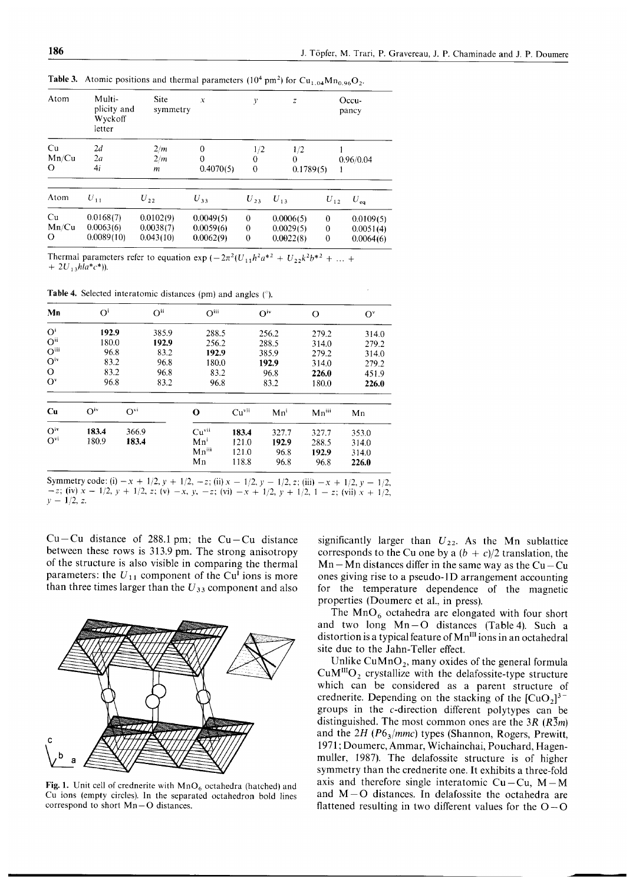**Table 3.** Atomic positions and thermal parameters ($10^4$ pm$^2$) for $Cu_{1.04}Mn_{0.96}O_2$.

| Atom | Multi-plicity and Wyckoff letter | Site symmetry | $x$ | $y$ | $z$ | Occu-pancy |
|---|---|---|---|---|---|---|
| Cu | 2*d* | 2/*m* | 0 | 1/2 | 1/2 | 1 |
| Mn/Cu | 2*a* | 2/*m* | 0 | 0 | 0 | 0.96/0.04 |
| O | 4*i* | *m* | 0.4070(5) | 0 | 0.1789(5) | 1 |

| Atom | $U_{11}$ | $U_{22}$ | $U_{33}$ | $U_{23}$ | $U_{13}$ | $U_{12}$ | $U_{eq}$ |
|---|---|---|---|---|---|---|---|
| Cu | 0.0168(7) | 0.0102(9) | 0.0049(5) | 0 | 0.0006(5) | 0 | 0.0109(5) |
| Mn/Cu | 0.0063(6) | 0.0038(7) | 0.0059(6) | 0 | 0.0029(5) | 0 | 0.0051(4) |
| O | 0.0089(10) | 0.043(10) | 0.0062(9) | 0 | 0.0022(8) | 0 | 0.0064(6) |

Thermal parameters refer to equation $\exp(-2\pi^2(U_{11}h^2a^{*2} + U_{22}k^2b^{*2} + \ldots + 2U_{13}hla^*c^*))$.

**Table 4.** Selected interatomic distances (pm) and angles (°).

| Mn | O$^{i}$ | O$^{ii}$ | O$^{iii}$ | O$^{iv}$ | O | O$^{v}$ |
|---|---|---|---|---|---|---|
| O$^{i}$ | **192.9** | 385.9 | 288.5 | 256.2 | 279.2 | 314.0 |
| O$^{ii}$ | 180.0 | **192.9** | 256.2 | 288.5 | 314.0 | 279.2 |
| O$^{iii}$ | 96.8 | 83.2 | **192.9** | 385.9 | 279.2 | 314.0 |
| O$^{iv}$ | 83.2 | 96.8 | 180.0 | **192.9** | 314.0 | 279.2 |
| O | 83.2 | 96.8 | 83.2 | 96.8 | **226.0** | 451.9 |
| O$^{v}$ | 96.8 | 83.2 | 96.8 | 83.2 | 180.0 | **226.0** |

| Cu | O$^{iv}$ | O$^{vi}$ |
|---|---|---|
| O$^{iv}$ | **183.4** | 366.9 |
| O$^{vi}$ | 180.9 | **183.4** |

| O | Cu$^{vii}$ | Mn$^{i}$ | Mn$^{iii}$ | Mn |
|---|---|---|---|---|
| Cu$^{vii}$ | **183.4** | 327.7 | 327.7 | 353.0 |
| Mn$^{i}$ | 121.0 | **192.9** | 288.5 | 314.0 |
| Mn$^{iii}$ | 121.0 | 96.8 | **192.9** | 314.0 |
| Mn | 118.8 | 96.8 | 96.8 | **226.0** |

Symmetry code: (i) $-x + 1/2, y + 1/2, -z$; (ii) $x - 1/2, y - 1/2, z$; (iii) $-x + 1/2, y - 1/2, -z$; (iv) $x - 1/2, y + 1/2, z$; (v) $-x, y, -z$; (vi) $-x + 1/2, y + 1/2, 1 - z$; (vii) $x + 1/2, y - 1/2, z$.

Cu–Cu distance of 288.1 pm; the Cu–Cu distance between these rows is 313.9 pm. The strong anisotropy of the structure is also visible in comparing the thermal parameters: the $U_{11}$ component of the $Cu^{I}$ ions is more than three times larger than the $U_{33}$ component and also significantly larger than $U_{22}$. As the Mn sublattice corresponds to the Cu one by a $(b + c)/2$ translation, the Mn–Mn distances differ in the same way as the Cu–Cu ones giving rise to a pseudo-1D arrangement accounting for the temperature dependence of the magnetic properties (Doumerc et al., in press).

**Fig. 1.** Unit cell of crednerite with $MnO_6$ octahedra (hatched) and Cu ions (empty circles). In the separated octahedron bold lines correspond to short Mn–O distances.

The $MnO_6$ octahedra are elongated with four short and two long Mn–O distances (Table 4). Such a distortion is a typical feature of $Mn^{III}$ ions in an octahedral site due to the Jahn-Teller effect.

Unlike $CuMnO_2$, many oxides of the general formula $CuM^{III}O_2$ crystallize with the delafossite-type structure which can be considered as a parent structure of crednerite. Depending on the stacking of the $[CuO_2]^{3-}$ groups in the *c*-direction different polytypes can be distinguished. The most common ones are the 3*R* ($R\bar{3}m$) and the 2*H* ($P6_3/mmc$) types (Shannon, Rogers, Prewitt, 1971; Doumerc, Ammar, Wichainchai, Pouchard, Hagenmuller, 1987). The delafossite structure is of higher symmetry than the crednerite one. It exhibits a three-fold axis and therefore single interatomic Cu–Cu, M–M and M–O distances. In delafossite the octahedra are flattened resulting in two different values for the O–O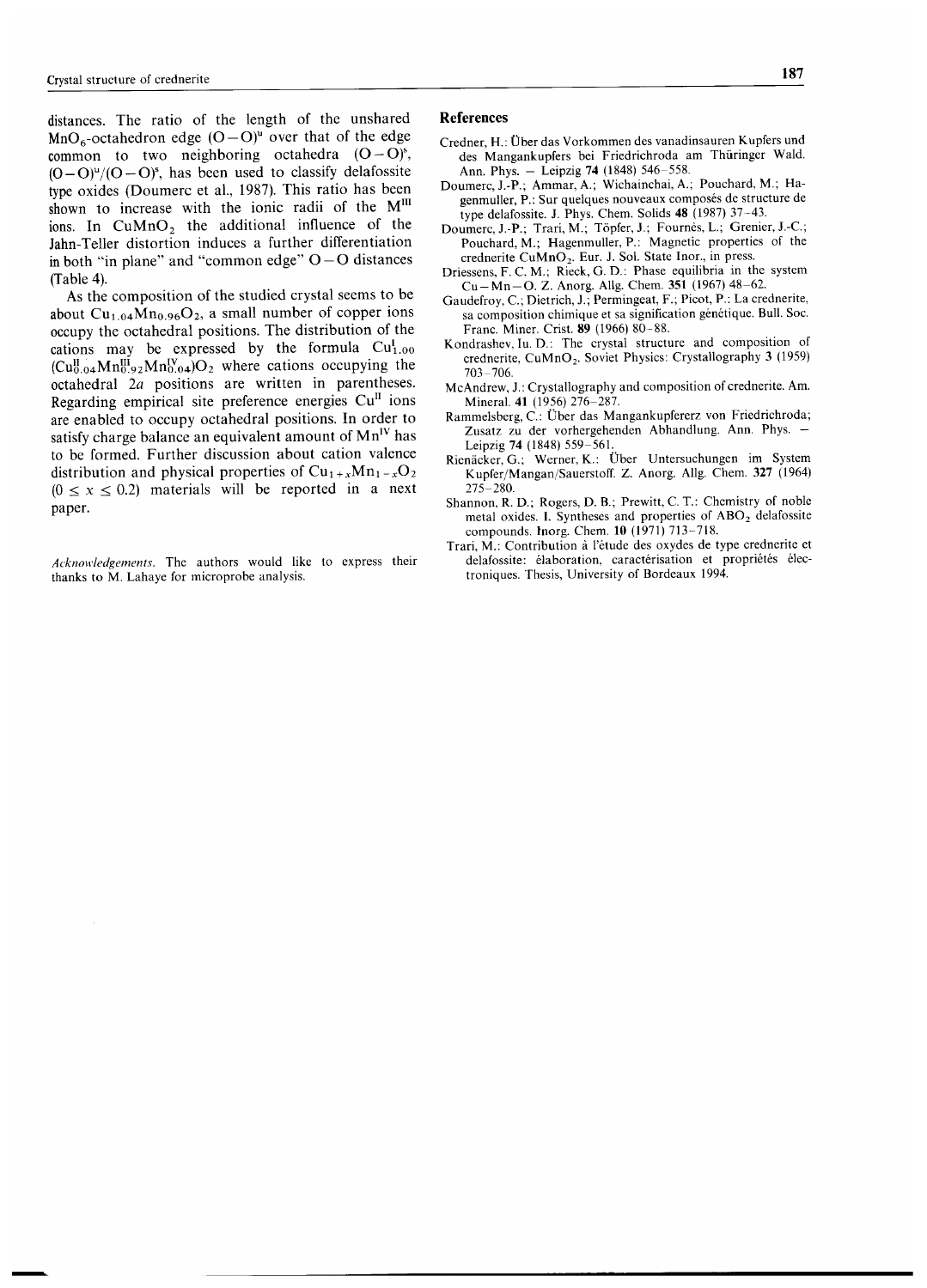distances. The ratio of the length of the unshared $MnO_6$-octahedron edge $(O-O)^u$ over that of the edge common to two neighboring octahedra $(O-O)^s$, $(O-O)^u/(O-O)^s$, has been used to classify delafossite type oxides (Doumerc et al., 1987). This ratio has been shown to increase with the ionic radii of the $M^{III}$ ions. In $CuMnO_2$ the additional influence of the Jahn-Teller distortion induces a further differentiation in both "in plane" and "common edge" O – O distances (Table 4).

As the composition of the studied crystal seems to be about $Cu_{1.04}Mn_{0.96}O_2$, a small number of copper ions occupy the octahedral positions. The distribution of the cations may be expressed by the formula $Cu^{I}_{1.00}(Cu^{II}_{0.04}Mn^{III}_{0.92}Mn^{IV}_{0.04})O_2$ where cations occupying the octahedral $2a$ positions are written in parentheses. Regarding empirical site preference energies $Cu^{II}$ ions are enabled to occupy octahedral positions. In order to satisfy charge balance an equivalent amount of $Mn^{IV}$ has to be formed. Further discussion about cation valence distribution and physical properties of $Cu_{1+x}Mn_{1-x}O_2$ $(0 \leq x \leq 0.2)$ materials will be reported in a next paper.

*Acknowledgements.* The authors would like to express their thanks to M. Lahaye for microprobe analysis.

## References

Credner, H.: Über das Vorkommen des vanadinsauren Kupfers und des Mangankupfers bei Friedrichroda am Thüringer Wald. Ann. Phys. – Leipzig **74** (1848) 546–558.

Doumerc, J.-P.; Ammar, A.; Wichainchai, A.; Pouchard, M.; Hagenmuller, P.: Sur quelques nouveaux composés de structure de type delafossite. J. Phys. Chem. Solids **48** (1987) 37–43.

Doumerc, J.-P.; Trari, M.; Töpfer, J.; Fournès, L.; Grenier, J.-C.; Pouchard, M.; Hagenmuller, P.: Magnetic properties of the crednerite $CuMnO_2$. Eur. J. Sol. State Inor., in press.

Driessens, F. C. M.; Rieck, G. D.: Phase equilibria in the system Cu–Mn–O. Z. Anorg. Allg. Chem. **351** (1967) 48–62.

Gaudefroy, C.; Dietrich, J.; Permingeat, F.; Picot, P.: La crednerite, sa composition chimique et sa signification génétique. Bull. Soc. Franc. Miner. Crist. **89** (1966) 80–88.

Kondrashev, Iu. D.: The crystal structure and composition of crednerite, $CuMnO_2$. Soviet Physics: Crystallography **3** (1959) 703–706.

McAndrew, J.: Crystallography and composition of crednerite. Am. Mineral. **41** (1956) 276–287.

Rammelsberg, C.: Über das Mangankupfererz von Friedrichroda; Zusatz zu der vorhergehenden Abhandlung. Ann. Phys. – Leipzig **74** (1848) 559–561.

Rienäcker, G.; Werner, K.: Über Untersuchungen im System Kupfer/Mangan/Sauerstoff. Z. Anorg. Allg. Chem. **327** (1964) 275–280.

Shannon, R. D.; Rogers, D. B.; Prewitt, C. T.: Chemistry of noble metal oxides. I. Syntheses and properties of $ABO_2$ delafossite compounds. Inorg. Chem. **10** (1971) 713–718.

Trari, M.: Contribution à l'étude des oxydes de type crednerite et delafossite: élaboration, caractérisation et propriétés électroniques. Thesis, University of Bordeaux 1994.